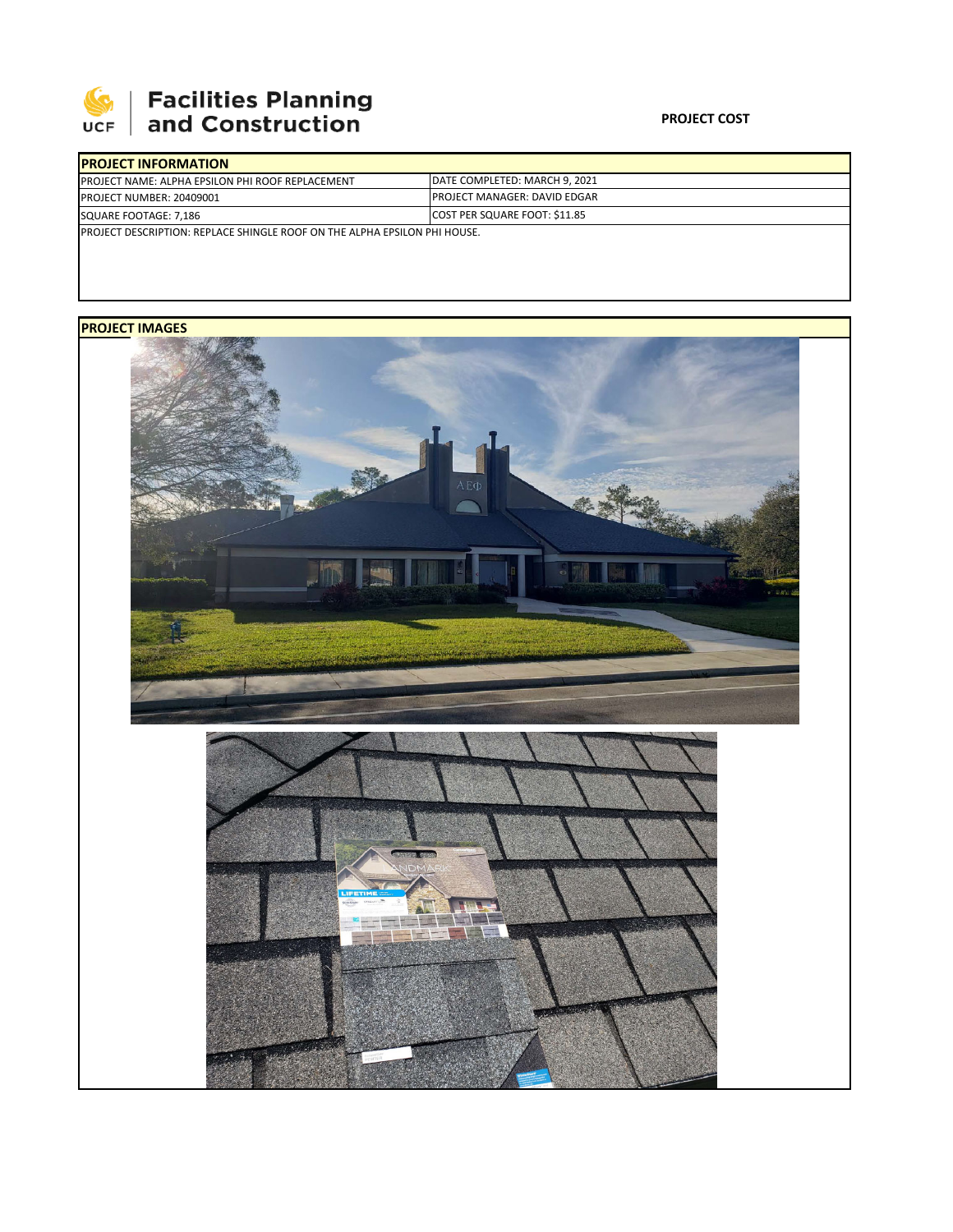**Facilities Planning and Construction**

**PROJECT COST**

| **PROJECT INFORMATION** | |
|---|---|
| PROJECT NAME: ALPHA EPSILON PHI ROOF REPLACEMENT | DATE COMPLETED: MARCH 9, 2021 |
| PROJECT NUMBER: 20409001 | PROJECT MANAGER: DAVID EDGAR |
| SQUARE FOOTAGE: 7,186 | COST PER SQUARE FOOT: $11.85 |
| PROJECT DESCRIPTION: REPLACE SHINGLE ROOF ON THE ALPHA EPSILON PHI HOUSE. | |

**PROJECT IMAGES**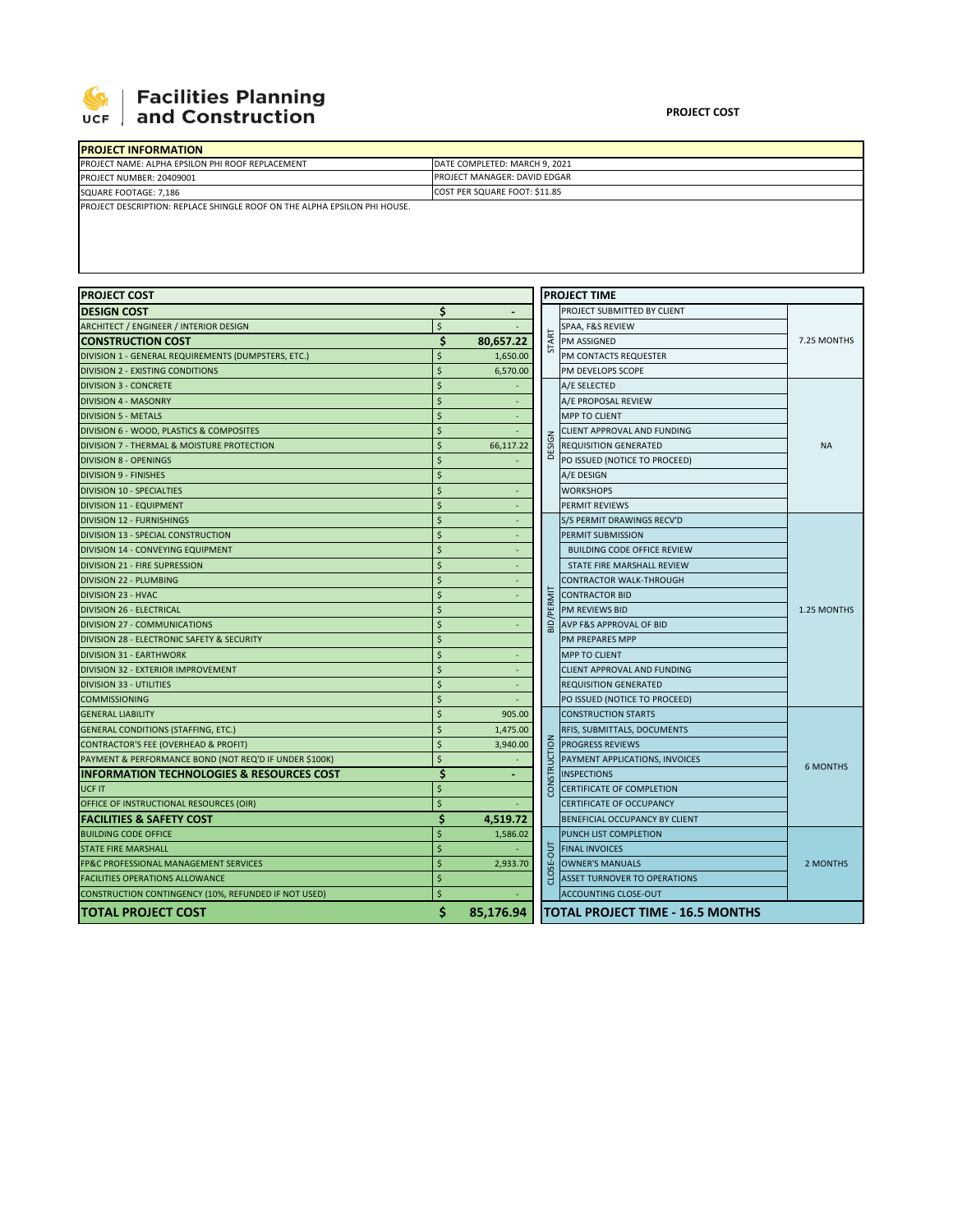**Facilities Planning and Construction**

**PROJECT COST**

| PROJECT INFORMATION | |
|---|---|
| PROJECT NAME: ALPHA EPSILON PHI ROOF REPLACEMENT | DATE COMPLETED: MARCH 9, 2021 |
| PROJECT NUMBER: 20409001 | PROJECT MANAGER: DAVID EDGAR |
| SQUARE FOOTAGE: 7,186 | COST PER SQUARE FOOT: $11.85 |
| PROJECT DESCRIPTION: REPLACE SHINGLE ROOF ON THE ALPHA EPSILON PHI HOUSE. | |

| PROJECT COST | | |
|---|---|---|
| **DESIGN COST** | $ | - |
| ARCHITECT / ENGINEER / INTERIOR DESIGN | $ | - |
| **CONSTRUCTION COST** | $ | 80,657.22 |
| DIVISION 1 - GENERAL REQUIREMENTS (DUMPSTERS, ETC.) | $ | 1,650.00 |
| DIVISION 2 - EXISTING CONDITIONS | $ | 6,570.00 |
| DIVISION 3 - CONCRETE | $ | - |
| DIVISION 4 - MASONRY | $ | - |
| DIVISION 5 - METALS | $ | - |
| DIVISION 6 - WOOD, PLASTICS & COMPOSITES | $ | - |
| DIVISION 7 - THERMAL & MOISTURE PROTECTION | $ | 66,117.22 |
| DIVISION 8 - OPENINGS | $ | - |
| DIVISION 9 - FINISHES | $ | |
| DIVISION 10 - SPECIALTIES | $ | - |
| DIVISION 11 - EQUIPMENT | $ | - |
| DIVISION 12 - FURNISHINGS | $ | - |
| DIVISION 13 - SPECIAL CONSTRUCTION | $ | - |
| DIVISION 14 - CONVEYING EQUIPMENT | $ | - |
| DIVISION 21 - FIRE SUPRESSION | $ | - |
| DIVISION 22 - PLUMBING | $ | - |
| DIVISION 23 - HVAC | $ | - |
| DIVISION 26 - ELECTRICAL | $ | |
| DIVISION 27 - COMMUNICATIONS | $ | - |
| DIVISION 28 - ELECTRONIC SAFETY & SECURITY | $ | |
| DIVISION 31 - EARTHWORK | $ | - |
| DIVISION 32 - EXTERIOR IMPROVEMENT | $ | - |
| DIVISION 33 - UTILITIES | $ | - |
| COMMISSIONING | $ | - |
| GENERAL LIABILITY | $ | 905.00 |
| GENERAL CONDITIONS (STAFFING, ETC.) | $ | 1,475.00 |
| CONTRACTOR'S FEE (OVERHEAD & PROFIT) | $ | 3,940.00 |
| PAYMENT & PERFORMANCE BOND (NOT REQ'D IF UNDER $100K) | $ | - |
| **INFORMATION TECHNOLOGIES & RESOURCES COST** | $ | - |
| UCF IT | $ | |
| OFFICE OF INSTRUCTIONAL RESOURCES (OIR) | $ | - |
| **FACILITIES & SAFETY COST** | $ | 4,519.72 |
| BUILDING CODE OFFICE | $ | 1,586.02 |
| STATE FIRE MARSHALL | $ | - |
| FP&C PROFESSIONAL MANAGEMENT SERVICES | $ | 2,933.70 |
| FACILITIES OPERATIONS ALLOWANCE | $ | |
| CONSTRUCTION CONTINGENCY (10%, REFUNDED IF NOT USED) | $ | - |
| **TOTAL PROJECT COST** | **$** | **85,176.94** |

| PROJECT TIME | | |
|---|---|---|
| START | PROJECT SUBMITTED BY CLIENT | 7.25 MONTHS |
| | SPAA, F&S REVIEW | |
| | PM ASSIGNED | |
| | PM CONTACTS REQUESTER | |
| | PM DEVELOPS SCOPE | |
| DESIGN | A/E SELECTED | NA |
| | A/E PROPOSAL REVIEW | |
| | MPP TO CLIENT | |
| | CLIENT APPROVAL AND FUNDING | |
| | REQUISITION GENERATED | |
| | PO ISSUED (NOTICE TO PROCEED) | |
| | A/E DESIGN | |
| | WORKSHOPS | |
| | PERMIT REVIEWS | |
| BID/PERMIT | S/S PERMIT DRAWINGS RECV'D | 1.25 MONTHS |
| | PERMIT SUBMISSION | |
| | BUILDING CODE OFFICE REVIEW | |
| | STATE FIRE MARSHALL REVIEW | |
| | CONTRACTOR WALK-THROUGH | |
| | CONTRACTOR BID | |
| | PM REVIEWS BID | |
| | AVP F&S APPROVAL OF BID | |
| | PM PREPARES MPP | |
| | MPP TO CLIENT | |
| | CLIENT APPROVAL AND FUNDING | |
| | REQUISITION GENERATED | |
| | PO ISSUED (NOTICE TO PROCEED) | |
| CONSTRUCTION | CONSTRUCTION STARTS | 6 MONTHS |
| | RFIS, SUBMITTALS, DOCUMENTS | |
| | PROGRESS REVIEWS | |
| | PAYMENT APPLICATIONS, INVOICES | |
| | INSPECTIONS | |
| | CERTIFICATE OF COMPLETION | |
| | CERTIFICATE OF OCCUPANCY | |
| | BENEFICIAL OCCUPANCY BY CLIENT | |
| CLOSE-OUT | PUNCH LIST COMPLETION | 2 MONTHS |
| | FINAL INVOICES | |
| | OWNER'S MANUALS | |
| | ASSET TURNOVER TO OPERATIONS | |
| | ACCOUNTING CLOSE-OUT | |
| **TOTAL PROJECT TIME - 16.5 MONTHS** | | |